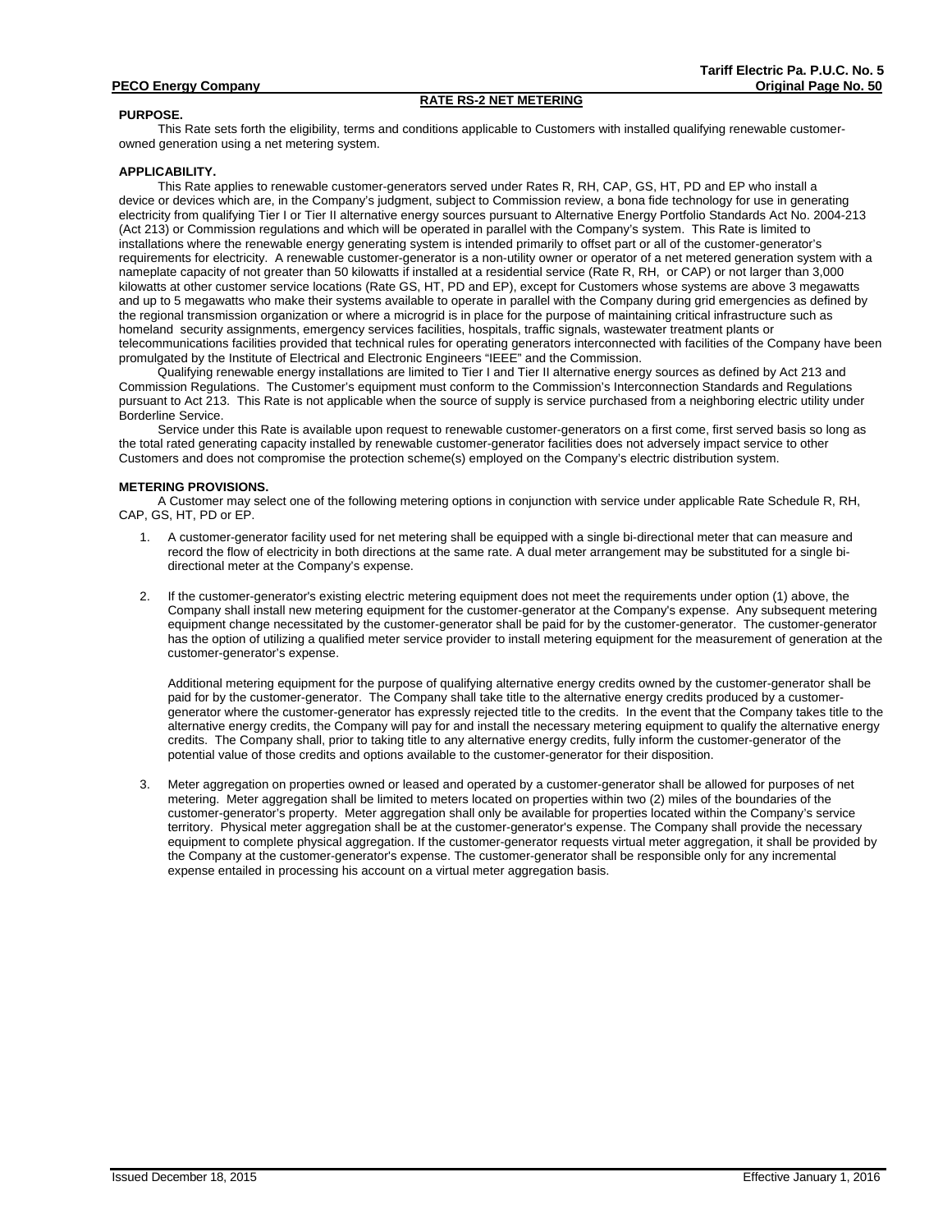## RATE RS-2 NET METERING

**PURPOSE.**

This Rate sets forth the eligibility, terms and conditions applicable to Customers with installed qualifying renewable customer-owned generation using a net metering system.

**APPLICABILITY.**

This Rate applies to renewable customer-generators served under Rates R, RH, CAP, GS, HT, PD and EP who install a device or devices which are, in the Company's judgment, subject to Commission review, a bona fide technology for use in generating electricity from qualifying Tier I or Tier II alternative energy sources pursuant to Alternative Energy Portfolio Standards Act No. 2004-213 (Act 213) or Commission regulations and which will be operated in parallel with the Company's system. This Rate is limited to installations where the renewable energy generating system is intended primarily to offset part or all of the customer-generator's requirements for electricity. A renewable customer-generator is a non-utility owner or operator of a net metered generation system with a nameplate capacity of not greater than 50 kilowatts if installed at a residential service (Rate R, RH, or CAP) or not larger than 3,000 kilowatts at other customer service locations (Rate GS, HT, PD and EP), except for Customers whose systems are above 3 megawatts and up to 5 megawatts who make their systems available to operate in parallel with the Company during grid emergencies as defined by the regional transmission organization or where a microgrid is in place for the purpose of maintaining critical infrastructure such as homeland security assignments, emergency services facilities, hospitals, traffic signals, wastewater treatment plants or telecommunications facilities provided that technical rules for operating generators interconnected with facilities of the Company have been promulgated by the Institute of Electrical and Electronic Engineers "IEEE" and the Commission.

Qualifying renewable energy installations are limited to Tier I and Tier II alternative energy sources as defined by Act 213 and Commission Regulations. The Customer's equipment must conform to the Commission's Interconnection Standards and Regulations pursuant to Act 213. This Rate is not applicable when the source of supply is service purchased from a neighboring electric utility under Borderline Service.

Service under this Rate is available upon request to renewable customer-generators on a first come, first served basis so long as the total rated generating capacity installed by renewable customer-generator facilities does not adversely impact service to other Customers and does not compromise the protection scheme(s) employed on the Company's electric distribution system.

**METERING PROVISIONS.**

A Customer may select one of the following metering options in conjunction with service under applicable Rate Schedule R, RH, CAP, GS, HT, PD or EP.

1. A customer-generator facility used for net metering shall be equipped with a single bi-directional meter that can measure and record the flow of electricity in both directions at the same rate. A dual meter arrangement may be substituted for a single bi-directional meter at the Company's expense.

2. If the customer-generator's existing electric metering equipment does not meet the requirements under option (1) above, the Company shall install new metering equipment for the customer-generator at the Company's expense. Any subsequent metering equipment change necessitated by the customer-generator shall be paid for by the customer-generator. The customer-generator has the option of utilizing a qualified meter service provider to install metering equipment for the measurement of generation at the customer-generator's expense.

   Additional metering equipment for the purpose of qualifying alternative energy credits owned by the customer-generator shall be paid for by the customer-generator. The Company shall take title to the alternative energy credits produced by a customer-generator where the customer-generator has expressly rejected title to the credits. In the event that the Company takes title to the alternative energy credits, the Company will pay for and install the necessary metering equipment to qualify the alternative energy credits. The Company shall, prior to taking title to any alternative energy credits, fully inform the customer-generator of the potential value of those credits and options available to the customer-generator for their disposition.

3. Meter aggregation on properties owned or leased and operated by a customer-generator shall be allowed for purposes of net metering. Meter aggregation shall be limited to meters located on properties within two (2) miles of the boundaries of the customer-generator's property. Meter aggregation shall only be available for properties located within the Company's service territory. Physical meter aggregation shall be at the customer-generator's expense. The Company shall provide the necessary equipment to complete physical aggregation. If the customer-generator requests virtual meter aggregation, it shall be provided by the Company at the customer-generator's expense. The customer-generator shall be responsible only for any incremental expense entailed in processing his account on a virtual meter aggregation basis.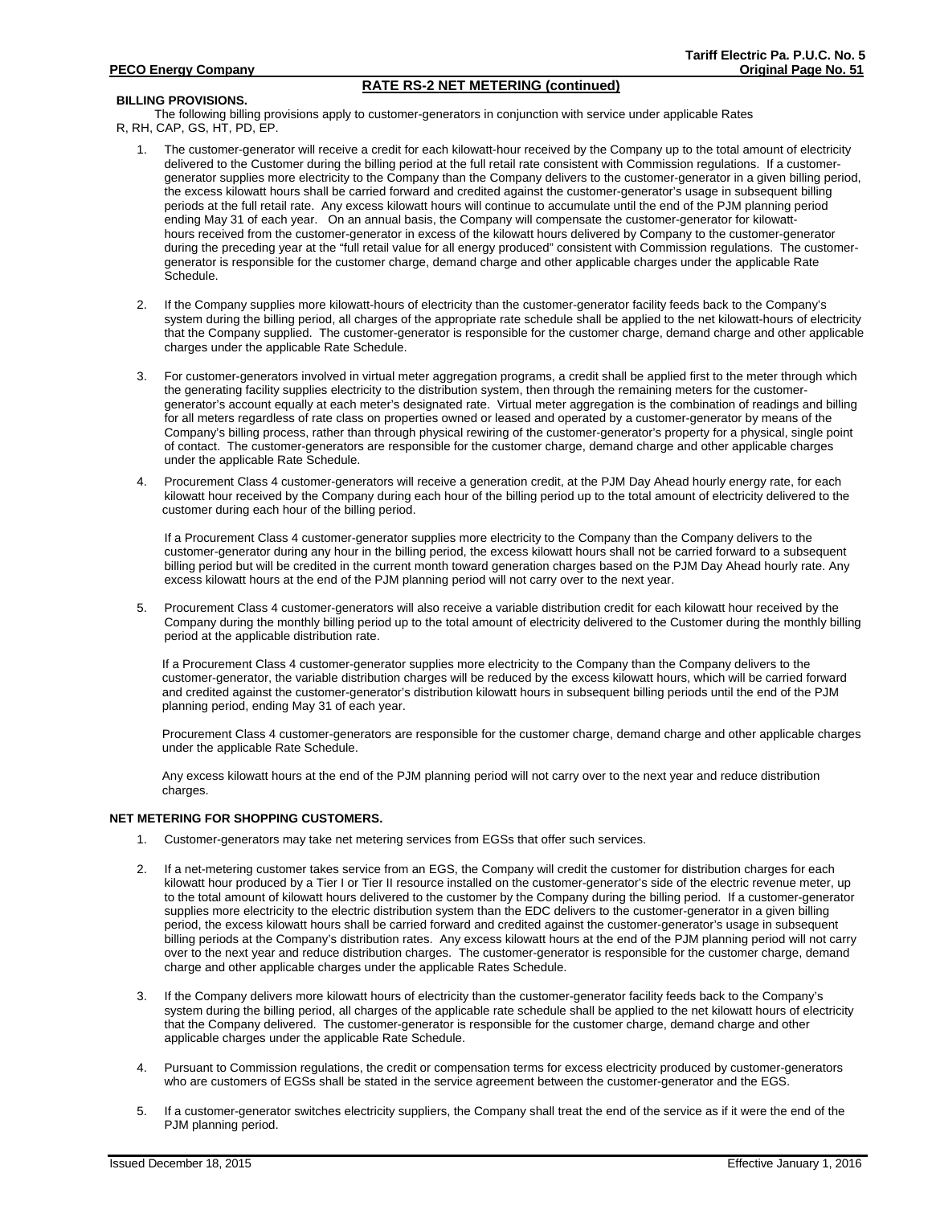## RATE RS-2 NET METERING (continued)

**BILLING PROVISIONS.**

The following billing provisions apply to customer-generators in conjunction with service under applicable Rates R, RH, CAP, GS, HT, PD, EP.

1. The customer-generator will receive a credit for each kilowatt-hour received by the Company up to the total amount of electricity delivered to the Customer during the billing period at the full retail rate consistent with Commission regulations. If a customer-generator supplies more electricity to the Company than the Company delivers to the customer-generator in a given billing period, the excess kilowatt hours shall be carried forward and credited against the customer-generator's usage in subsequent billing periods at the full retail rate. Any excess kilowatt hours will continue to accumulate until the end of the PJM planning period ending May 31 of each year. On an annual basis, the Company will compensate the customer-generator for kilowatt-hours received from the customer-generator in excess of the kilowatt hours delivered by Company to the customer-generator during the preceding year at the "full retail value for all energy produced" consistent with Commission regulations. The customer-generator is responsible for the customer charge, demand charge and other applicable charges under the applicable Rate Schedule.

2. If the Company supplies more kilowatt-hours of electricity than the customer-generator facility feeds back to the Company's system during the billing period, all charges of the appropriate rate schedule shall be applied to the net kilowatt-hours of electricity that the Company supplied. The customer-generator is responsible for the customer charge, demand charge and other applicable charges under the applicable Rate Schedule.

3. For customer-generators involved in virtual meter aggregation programs, a credit shall be applied first to the meter through which the generating facility supplies electricity to the distribution system, then through the remaining meters for the customer-generator's account equally at each meter's designated rate. Virtual meter aggregation is the combination of readings and billing for all meters regardless of rate class on properties owned or leased and operated by a customer-generator by means of the Company's billing process, rather than through physical rewiring of the customer-generator's property for a physical, single point of contact. The customer-generators are responsible for the customer charge, demand charge and other applicable charges under the applicable Rate Schedule.

4. Procurement Class 4 customer-generators will receive a generation credit, at the PJM Day Ahead hourly energy rate, for each kilowatt hour received by the Company during each hour of the billing period up to the total amount of electricity delivered to the customer during each hour of the billing period.

   If a Procurement Class 4 customer-generator supplies more electricity to the Company than the Company delivers to the customer-generator during any hour in the billing period, the excess kilowatt hours shall not be carried forward to a subsequent billing period but will be credited in the current month toward generation charges based on the PJM Day Ahead hourly rate. Any excess kilowatt hours at the end of the PJM planning period will not carry over to the next year.

5. Procurement Class 4 customer-generators will also receive a variable distribution credit for each kilowatt hour received by the Company during the monthly billing period up to the total amount of electricity delivered to the Customer during the monthly billing period at the applicable distribution rate.

   If a Procurement Class 4 customer-generator supplies more electricity to the Company than the Company delivers to the customer-generator, the variable distribution charges will be reduced by the excess kilowatt hours, which will be carried forward and credited against the customer-generator's distribution kilowatt hours in subsequent billing periods until the end of the PJM planning period, ending May 31 of each year.

   Procurement Class 4 customer-generators are responsible for the customer charge, demand charge and other applicable charges under the applicable Rate Schedule.

   Any excess kilowatt hours at the end of the PJM planning period will not carry over to the next year and reduce distribution charges.

**NET METERING FOR SHOPPING CUSTOMERS.**

1. Customer-generators may take net metering services from EGSs that offer such services.

2. If a net-metering customer takes service from an EGS, the Company will credit the customer for distribution charges for each kilowatt hour produced by a Tier I or Tier II resource installed on the customer-generator's side of the electric revenue meter, up to the total amount of kilowatt hours delivered to the customer by the Company during the billing period. If a customer-generator supplies more electricity to the electric distribution system than the EDC delivers to the customer-generator in a given billing period, the excess kilowatt hours shall be carried forward and credited against the customer-generator's usage in subsequent billing periods at the Company's distribution rates. Any excess kilowatt hours at the end of the PJM planning period will not carry over to the next year and reduce distribution charges. The customer-generator is responsible for the customer charge, demand charge and other applicable charges under the applicable Rates Schedule.

3. If the Company delivers more kilowatt hours of electricity than the customer-generator facility feeds back to the Company's system during the billing period, all charges of the applicable rate schedule shall be applied to the net kilowatt hours of electricity that the Company delivered. The customer-generator is responsible for the customer charge, demand charge and other applicable charges under the applicable Rate Schedule.

4. Pursuant to Commission regulations, the credit or compensation terms for excess electricity produced by customer-generators who are customers of EGSs shall be stated in the service agreement between the customer-generator and the EGS.

5. If a customer-generator switches electricity suppliers, the Company shall treat the end of the service as if it were the end of the PJM planning period.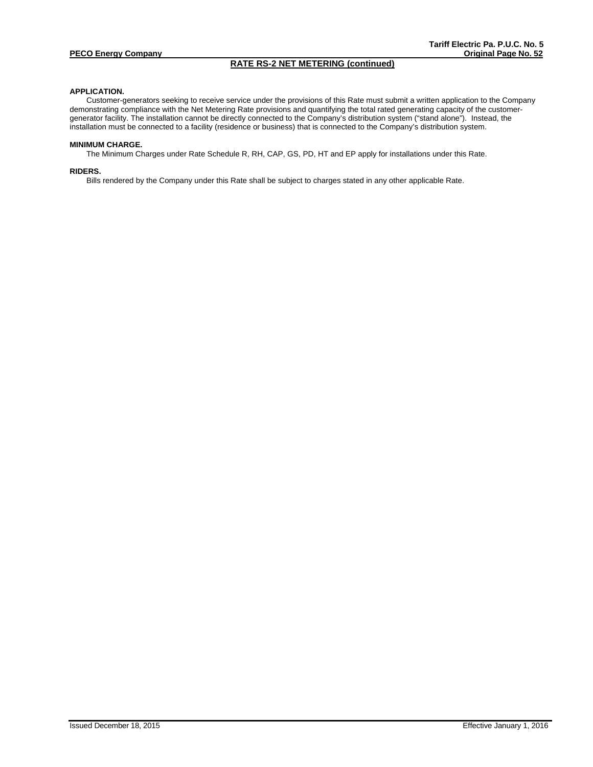## RATE RS-2 NET METERING (continued)

**APPLICATION.**

Customer-generators seeking to receive service under the provisions of this Rate must submit a written application to the Company demonstrating compliance with the Net Metering Rate provisions and quantifying the total rated generating capacity of the customer-generator facility. The installation cannot be directly connected to the Company's distribution system ("stand alone"). Instead, the installation must be connected to a facility (residence or business) that is connected to the Company's distribution system.

**MINIMUM CHARGE.**

The Minimum Charges under Rate Schedule R, RH, CAP, GS, PD, HT and EP apply for installations under this Rate.

**RIDERS.**

Bills rendered by the Company under this Rate shall be subject to charges stated in any other applicable Rate.